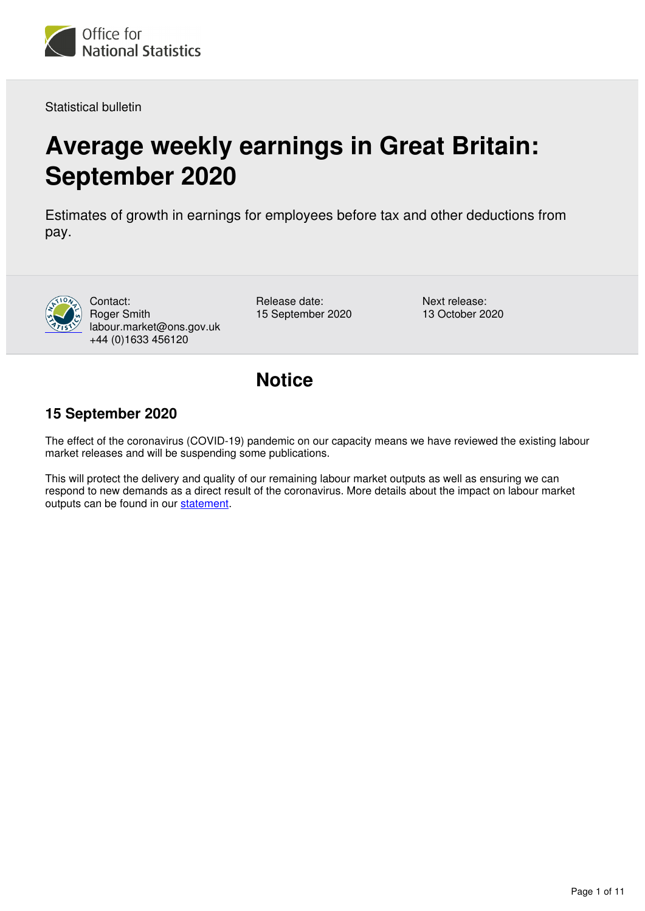Office for National Statistics

Statistical bulletin

# Average weekly earnings in Great Britain: September 2020

Estimates of growth in earnings for employees before tax and other deductions from pay.

Contact:
Roger Smith
labour.market@ons.gov.uk
+44 (0)1633 456120

Release date:
15 September 2020

Next release:
13 October 2020

## Notice

### 15 September 2020

The effect of the coronavirus (COVID-19) pandemic on our capacity means we have reviewed the existing labour market releases and will be suspending some publications.

This will protect the delivery and quality of our remaining labour market outputs as well as ensuring we can respond to new demands as a direct result of the coronavirus. More details about the impact on labour market outputs can be found in our statement.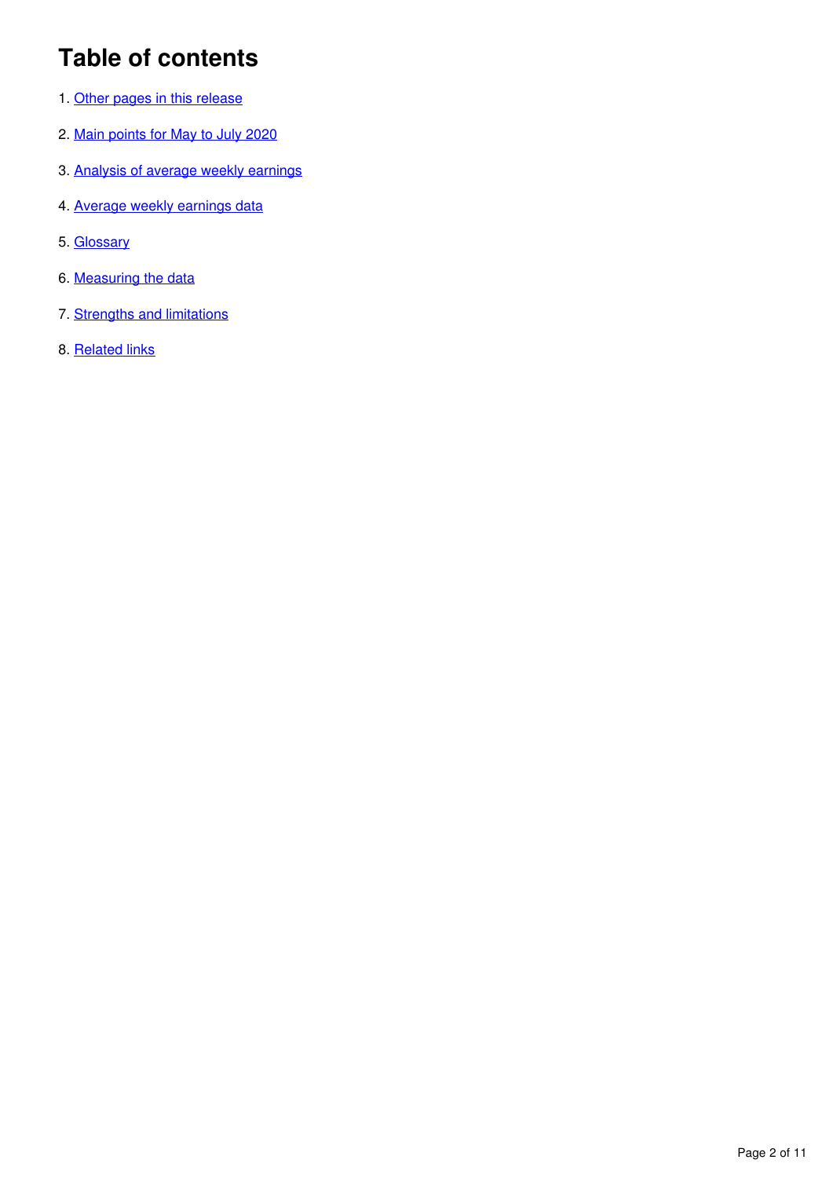# Table of contents

1. Other pages in this release
2. Main points for May to July 2020
3. Analysis of average weekly earnings
4. Average weekly earnings data
5. Glossary
6. Measuring the data
7. Strengths and limitations
8. Related links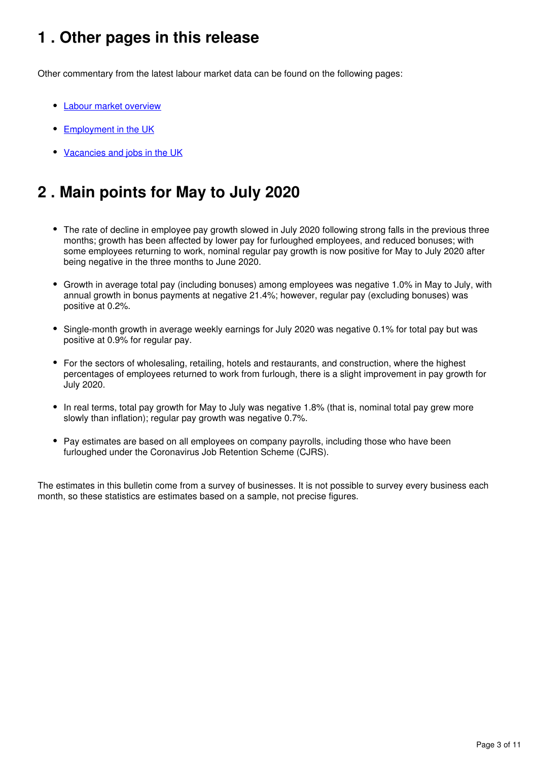## 1 . Other pages in this release

Other commentary from the latest labour market data can be found on the following pages:

- [Labour market overview]
- [Employment in the UK]
- [Vacancies and jobs in the UK]

## 2 . Main points for May to July 2020

- The rate of decline in employee pay growth slowed in July 2020 following strong falls in the previous three months; growth has been affected by lower pay for furloughed employees, and reduced bonuses; with some employees returning to work, nominal regular pay growth is now positive for May to July 2020 after being negative in the three months to June 2020.
- Growth in average total pay (including bonuses) among employees was negative 1.0% in May to July, with annual growth in bonus payments at negative 21.4%; however, regular pay (excluding bonuses) was positive at 0.2%.
- Single-month growth in average weekly earnings for July 2020 was negative 0.1% for total pay but was positive at 0.9% for regular pay.
- For the sectors of wholesaling, retailing, hotels and restaurants, and construction, where the highest percentages of employees returned to work from furlough, there is a slight improvement in pay growth for July 2020.
- In real terms, total pay growth for May to July was negative 1.8% (that is, nominal total pay grew more slowly than inflation); regular pay growth was negative 0.7%.
- Pay estimates are based on all employees on company payrolls, including those who have been furloughed under the Coronavirus Job Retention Scheme (CJRS).

The estimates in this bulletin come from a survey of businesses. It is not possible to survey every business each month, so these statistics are estimates based on a sample, not precise figures.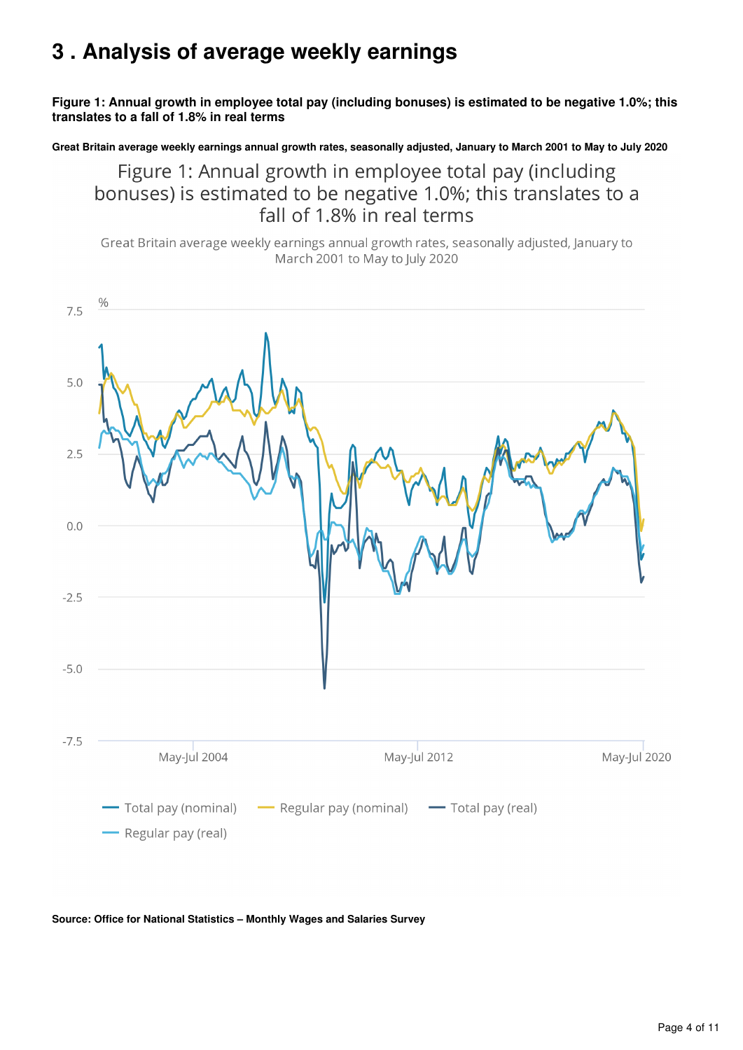# 3 . Analysis of average weekly earnings

**Figure 1: Annual growth in employee total pay (including bonuses) is estimated to be negative 1.0%; this translates to a fall of 1.8% in real terms**

**Great Britain average weekly earnings annual growth rates, seasonally adjusted, January to March 2001 to May to July 2020**

**Source: Office for National Statistics – Monthly Wages and Salaries Survey**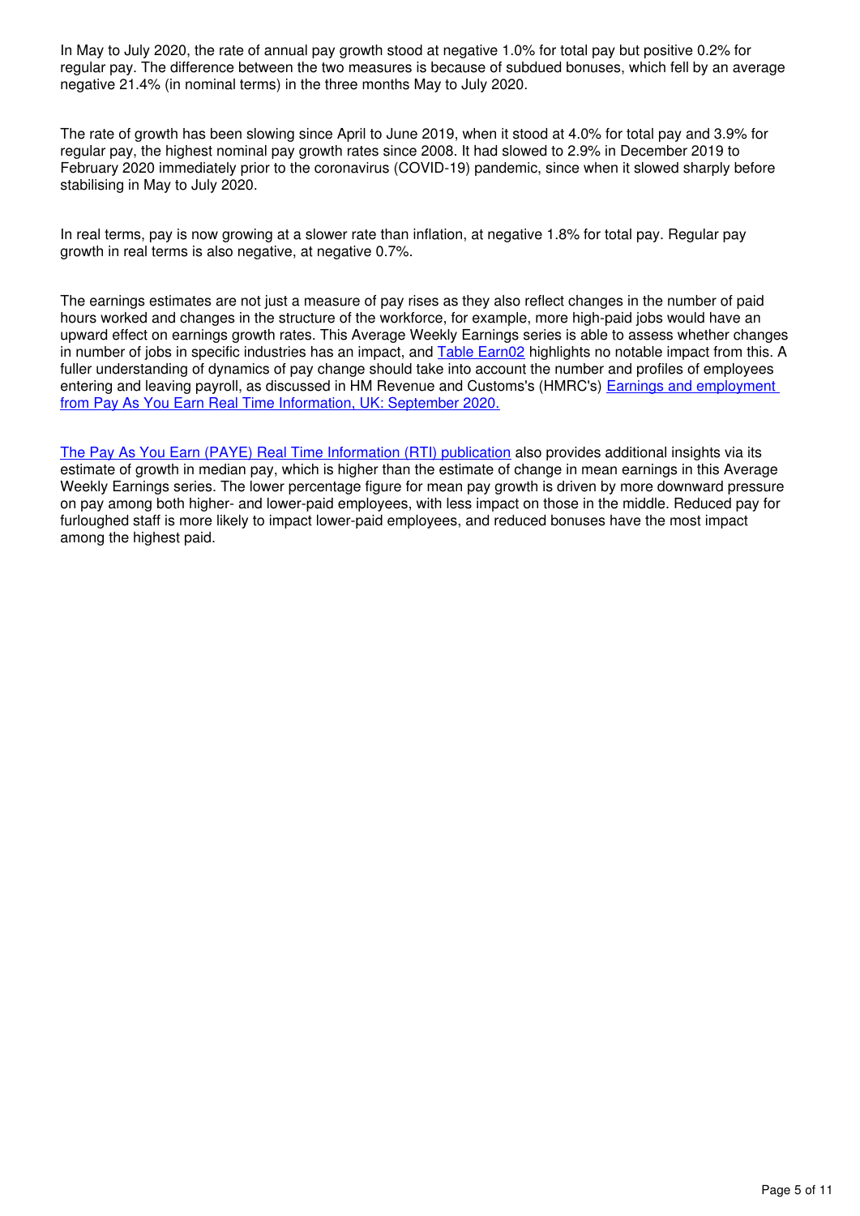In May to July 2020, the rate of annual pay growth stood at negative 1.0% for total pay but positive 0.2% for regular pay. The difference between the two measures is because of subdued bonuses, which fell by an average negative 21.4% (in nominal terms) in the three months May to July 2020.

The rate of growth has been slowing since April to June 2019, when it stood at 4.0% for total pay and 3.9% for regular pay, the highest nominal pay growth rates since 2008. It had slowed to 2.9% in December 2019 to February 2020 immediately prior to the coronavirus (COVID-19) pandemic, since when it slowed sharply before stabilising in May to July 2020.

In real terms, pay is now growing at a slower rate than inflation, at negative 1.8% for total pay. Regular pay growth in real terms is also negative, at negative 0.7%.

The earnings estimates are not just a measure of pay rises as they also reflect changes in the number of paid hours worked and changes in the structure of the workforce, for example, more high-paid jobs would have an upward effect on earnings growth rates. This Average Weekly Earnings series is able to assess whether changes in number of jobs in specific industries has an impact, and Table Earn02 highlights no notable impact from this. A fuller understanding of dynamics of pay change should take into account the number and profiles of employees entering and leaving payroll, as discussed in HM Revenue and Customs's (HMRC's) Earnings and employment from Pay As You Earn Real Time Information, UK: September 2020.

The Pay As You Earn (PAYE) Real Time Information (RTI) publication also provides additional insights via its estimate of growth in median pay, which is higher than the estimate of change in mean earnings in this Average Weekly Earnings series. The lower percentage figure for mean pay growth is driven by more downward pressure on pay among both higher- and lower-paid employees, with less impact on those in the middle. Reduced pay for furloughed staff is more likely to impact lower-paid employees, and reduced bonuses have the most impact among the highest paid.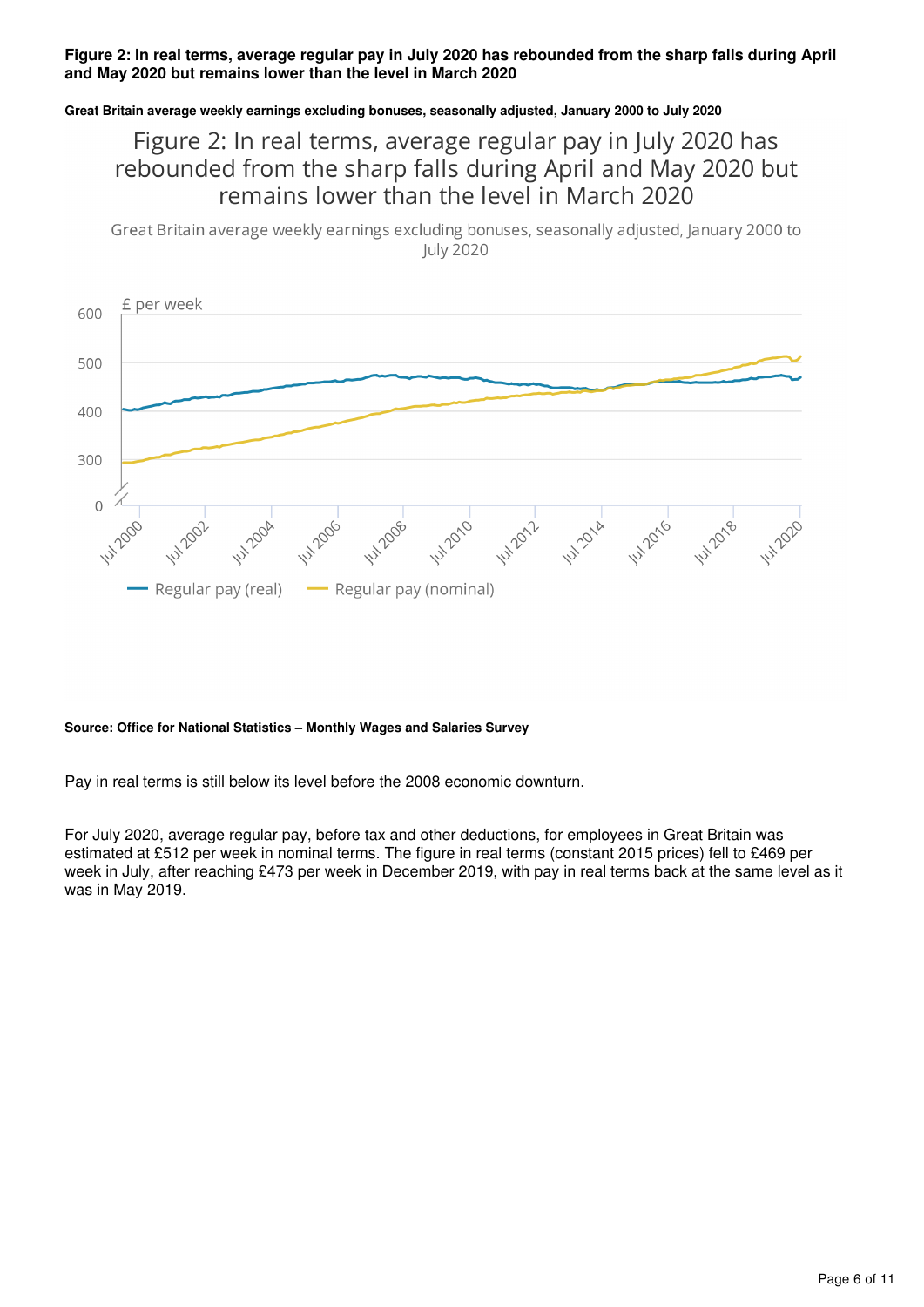**Figure 2: In real terms, average regular pay in July 2020 has rebounded from the sharp falls during April and May 2020 but remains lower than the level in March 2020**

**Great Britain average weekly earnings excluding bonuses, seasonally adjusted, January 2000 to July 2020**

**Source: Office for National Statistics – Monthly Wages and Salaries Survey**

Pay in real terms is still below its level before the 2008 economic downturn.

For July 2020, average regular pay, before tax and other deductions, for employees in Great Britain was estimated at £512 per week in nominal terms. The figure in real terms (constant 2015 prices) fell to £469 per week in July, after reaching £473 per week in December 2019, with pay in real terms back at the same level as it was in May 2019.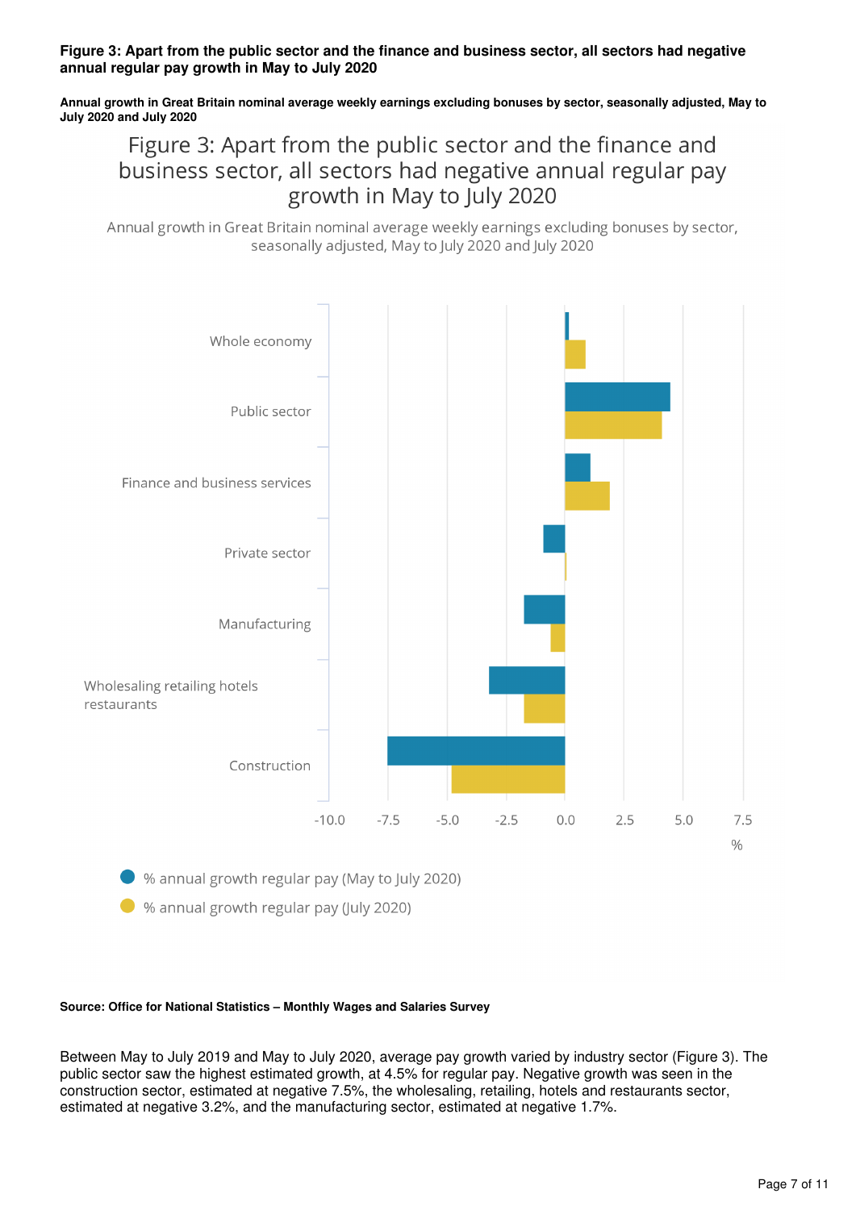**Figure 3: Apart from the public sector and the finance and business sector, all sectors had negative annual regular pay growth in May to July 2020**

**Annual growth in Great Britain nominal average weekly earnings excluding bonuses by sector, seasonally adjusted, May to July 2020 and July 2020**

Figure 3: Apart from the public sector and the finance and business sector, all sectors had negative annual regular pay growth in May to July 2020

Annual growth in Great Britain nominal average weekly earnings excluding bonuses by sector, seasonally adjusted, May to July 2020 and July 2020

Whole economy

Public sector

Finance and business services

Private sector

Manufacturing

Wholesaling retailing hotels restaurants

Construction

-10.0 -7.5 -5.0 -2.5 0.0 2.5 5.0 7.5

%

% annual growth regular pay (May to July 2020)

% annual growth regular pay (July 2020)

**Source: Office for National Statistics – Monthly Wages and Salaries Survey**

Between May to July 2019 and May to July 2020, average pay growth varied by industry sector (Figure 3). The public sector saw the highest estimated growth, at 4.5% for regular pay. Negative growth was seen in the construction sector, estimated at negative 7.5%, the wholesaling, retailing, hotels and restaurants sector, estimated at negative 3.2%, and the manufacturing sector, estimated at negative 1.7%.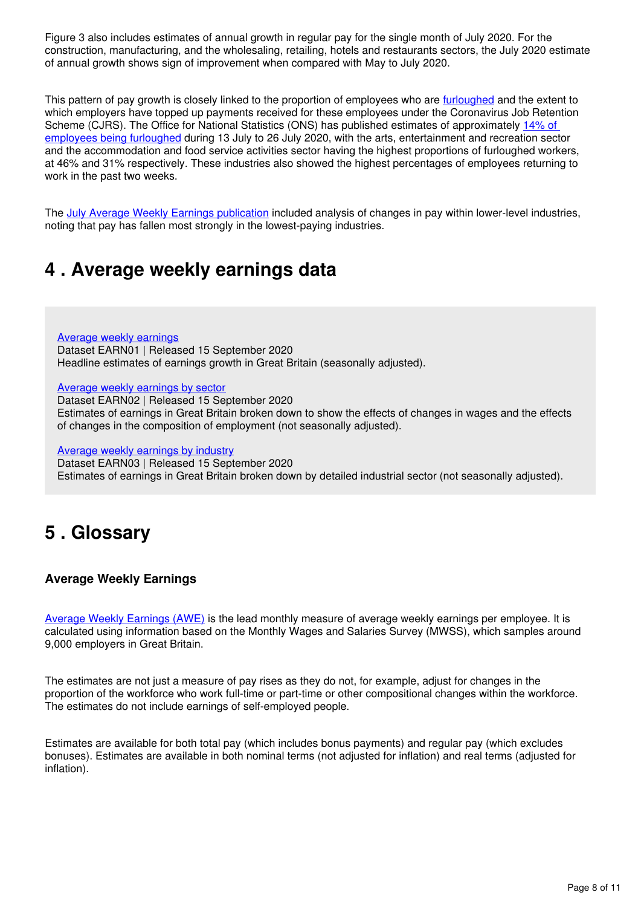Figure 3 also includes estimates of annual growth in regular pay for the single month of July 2020. For the construction, manufacturing, and the wholesaling, retailing, hotels and restaurants sectors, the July 2020 estimate of annual growth shows sign of improvement when compared with May to July 2020.

This pattern of pay growth is closely linked to the proportion of employees who are furloughed and the extent to which employers have topped up payments received for these employees under the Coronavirus Job Retention Scheme (CJRS). The Office for National Statistics (ONS) has published estimates of approximately 14% of employees being furloughed during 13 July to 26 July 2020, with the arts, entertainment and recreation sector and the accommodation and food service activities sector having the highest proportions of furloughed workers, at 46% and 31% respectively. These industries also showed the highest percentages of employees returning to work in the past two weeks.

The July Average Weekly Earnings publication included analysis of changes in pay within lower-level industries, noting that pay has fallen most strongly in the lowest-paying industries.

## 4 . Average weekly earnings data

Average weekly earnings
Dataset EARN01 | Released 15 September 2020
Headline estimates of earnings growth in Great Britain (seasonally adjusted).

Average weekly earnings by sector
Dataset EARN02 | Released 15 September 2020
Estimates of earnings in Great Britain broken down to show the effects of changes in wages and the effects of changes in the composition of employment (not seasonally adjusted).

Average weekly earnings by industry
Dataset EARN03 | Released 15 September 2020
Estimates of earnings in Great Britain broken down by detailed industrial sector (not seasonally adjusted).

## 5 . Glossary

### Average Weekly Earnings

Average Weekly Earnings (AWE) is the lead monthly measure of average weekly earnings per employee. It is calculated using information based on the Monthly Wages and Salaries Survey (MWSS), which samples around 9,000 employers in Great Britain.

The estimates are not just a measure of pay rises as they do not, for example, adjust for changes in the proportion of the workforce who work full-time or part-time or other compositional changes within the workforce. The estimates do not include earnings of self-employed people.

Estimates are available for both total pay (which includes bonus payments) and regular pay (which excludes bonuses). Estimates are available in both nominal terms (not adjusted for inflation) and real terms (adjusted for inflation).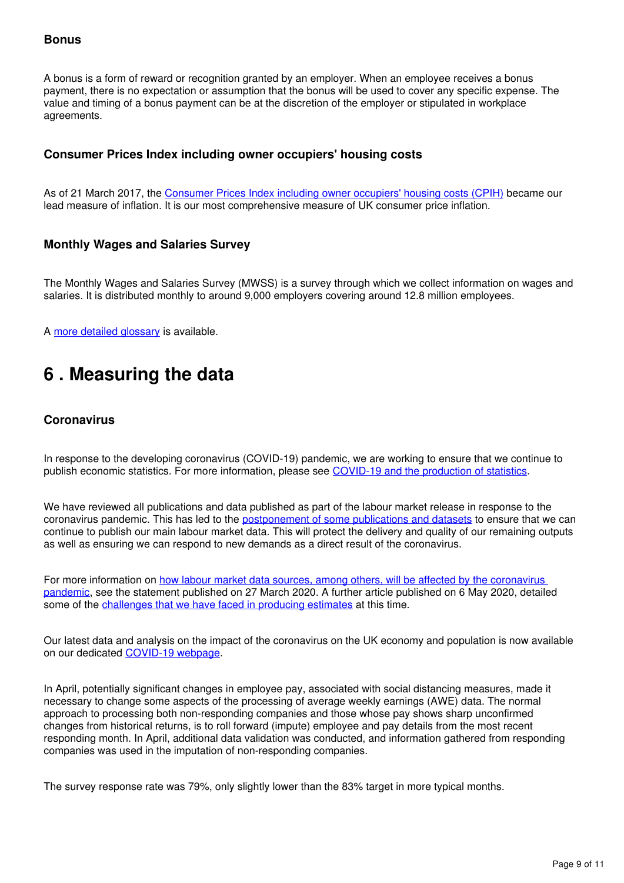### Bonus

A bonus is a form of reward or recognition granted by an employer. When an employee receives a bonus payment, there is no expectation or assumption that the bonus will be used to cover any specific expense. The value and timing of a bonus payment can be at the discretion of the employer or stipulated in workplace agreements.

### Consumer Prices Index including owner occupiers' housing costs

As of 21 March 2017, the Consumer Prices Index including owner occupiers' housing costs (CPIH) became our lead measure of inflation. It is our most comprehensive measure of UK consumer price inflation.

### Monthly Wages and Salaries Survey

The Monthly Wages and Salaries Survey (MWSS) is a survey through which we collect information on wages and salaries. It is distributed monthly to around 9,000 employers covering around 12.8 million employees.

A more detailed glossary is available.

## 6 . Measuring the data

### Coronavirus

In response to the developing coronavirus (COVID-19) pandemic, we are working to ensure that we continue to publish economic statistics. For more information, please see COVID-19 and the production of statistics.

We have reviewed all publications and data published as part of the labour market release in response to the coronavirus pandemic. This has led to the postponement of some publications and datasets to ensure that we can continue to publish our main labour market data. This will protect the delivery and quality of our remaining outputs as well as ensuring we can respond to new demands as a direct result of the coronavirus.

For more information on how labour market data sources, among others, will be affected by the coronavirus pandemic, see the statement published on 27 March 2020. A further article published on 6 May 2020, detailed some of the challenges that we have faced in producing estimates at this time.

Our latest data and analysis on the impact of the coronavirus on the UK economy and population is now available on our dedicated COVID-19 webpage.

In April, potentially significant changes in employee pay, associated with social distancing measures, made it necessary to change some aspects of the processing of average weekly earnings (AWE) data. The normal approach to processing both non-responding companies and those whose pay shows sharp unconfirmed changes from historical returns, is to roll forward (impute) employee and pay details from the most recent responding month. In April, additional data validation was conducted, and information gathered from responding companies was used in the imputation of non-responding companies.

The survey response rate was 79%, only slightly lower than the 83% target in more typical months.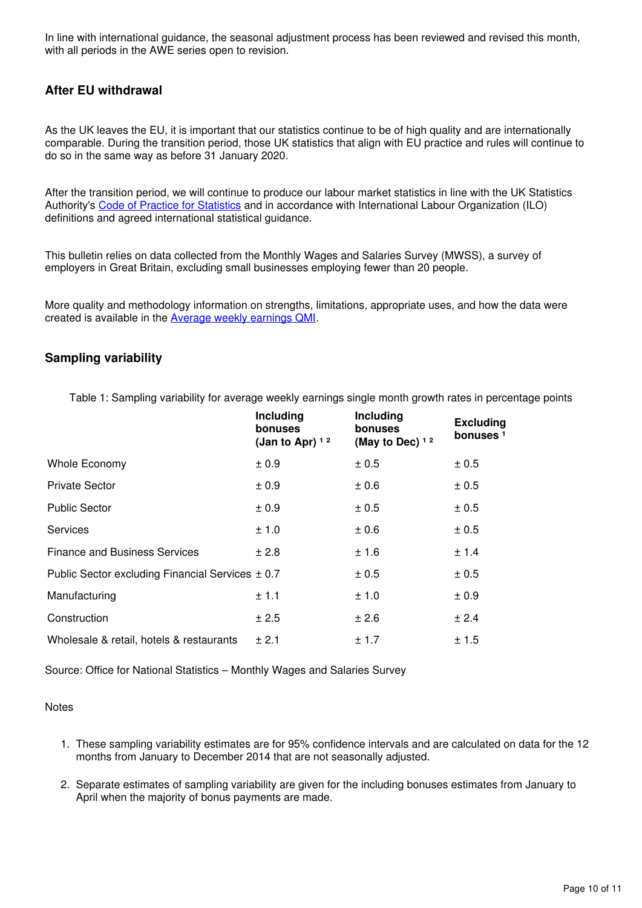In line with international guidance, the seasonal adjustment process has been reviewed and revised this month, with all periods in the AWE series open to revision.

### After EU withdrawal

As the UK leaves the EU, it is important that our statistics continue to be of high quality and are internationally comparable. During the transition period, those UK statistics that align with EU practice and rules will continue to do so in the same way as before 31 January 2020.

After the transition period, we will continue to produce our labour market statistics in line with the UK Statistics Authority's Code of Practice for Statistics and in accordance with International Labour Organization (ILO) definitions and agreed international statistical guidance.

This bulletin relies on data collected from the Monthly Wages and Salaries Survey (MWSS), a survey of employers in Great Britain, excluding small businesses employing fewer than 20 people.

More quality and methodology information on strengths, limitations, appropriate uses, and how the data were created is available in the Average weekly earnings QMI.

### Sampling variability

Table 1: Sampling variability for average weekly earnings single month growth rates in percentage points

| | Including bonuses (Jan to Apr) [1,2] | Including bonuses (May to Dec) [1,2] | Excluding bonuses [1] |
|---|---|---|---|
| Whole Economy | ± 0.9 | ± 0.5 | ± 0.5 |
| Private Sector | ± 0.9 | ± 0.6 | ± 0.5 |
| Public Sector | ± 0.9 | ± 0.5 | ± 0.5 |
| Services | ± 1.0 | ± 0.6 | ± 0.5 |
| Finance and Business Services | ± 2.8 | ± 1.6 | ± 1.4 |
| Public Sector excluding Financial Services | ± 0.7 | ± 0.5 | ± 0.5 |
| Manufacturing | ± 1.1 | ± 1.0 | ± 0.9 |
| Construction | ± 2.5 | ± 2.6 | ± 2.4 |
| Wholesale & retail, hotels & restaurants | ± 2.1 | ± 1.7 | ± 1.5 |

Source: Office for National Statistics – Monthly Wages and Salaries Survey

Notes

1. These sampling variability estimates are for 95% confidence intervals and are calculated on data for the 12 months from January to December 2014 that are not seasonally adjusted.
2. Separate estimates of sampling variability are given for the including bonuses estimates from January to April when the majority of bonus payments are made.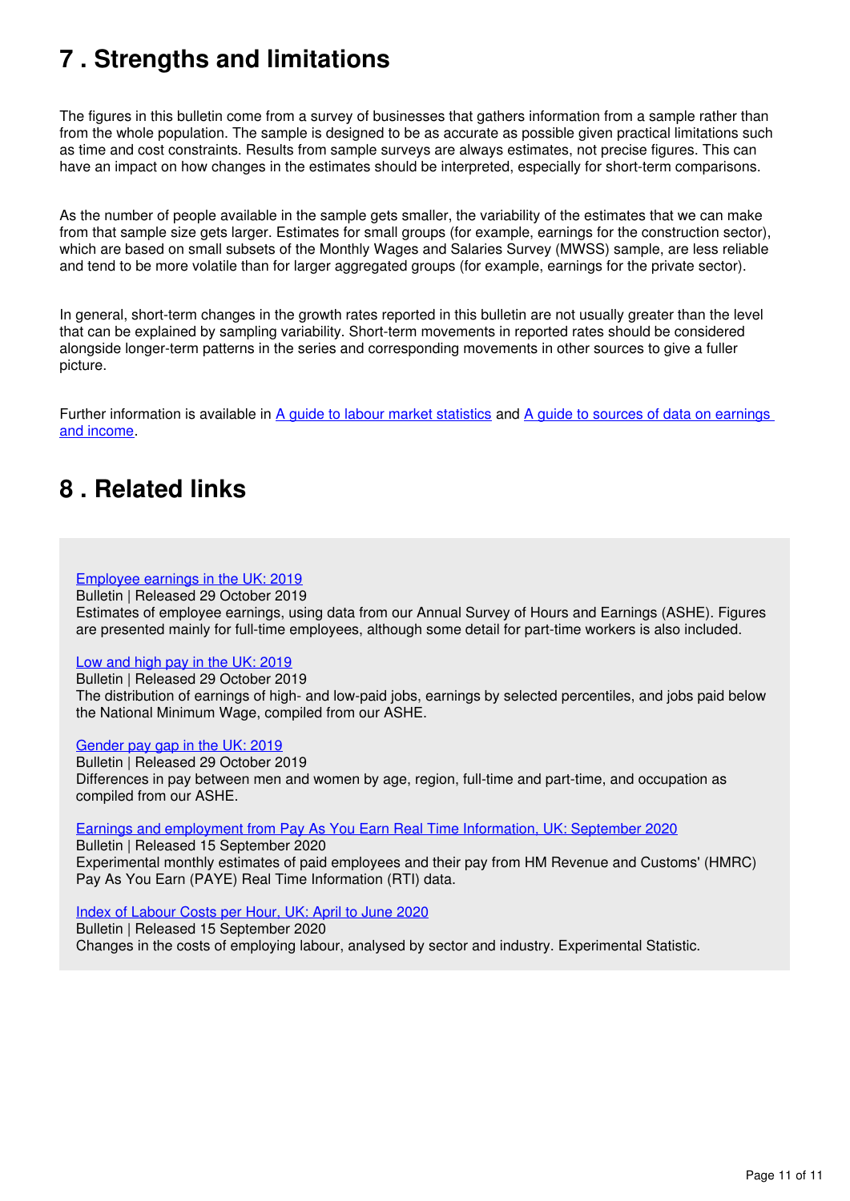## 7 . Strengths and limitations

The figures in this bulletin come from a survey of businesses that gathers information from a sample rather than from the whole population. The sample is designed to be as accurate as possible given practical limitations such as time and cost constraints. Results from sample surveys are always estimates, not precise figures. This can have an impact on how changes in the estimates should be interpreted, especially for short-term comparisons.

As the number of people available in the sample gets smaller, the variability of the estimates that we can make from that sample size gets larger. Estimates for small groups (for example, earnings for the construction sector), which are based on small subsets of the Monthly Wages and Salaries Survey (MWSS) sample, are less reliable and tend to be more volatile than for larger aggregated groups (for example, earnings for the private sector).

In general, short-term changes in the growth rates reported in this bulletin are not usually greater than the level that can be explained by sampling variability. Short-term movements in reported rates should be considered alongside longer-term patterns in the series and corresponding movements in other sources to give a fuller picture.

Further information is available in A guide to labour market statistics and A guide to sources of data on earnings and income.

## 8 . Related links

Employee earnings in the UK: 2019
Bulletin | Released 29 October 2019
Estimates of employee earnings, using data from our Annual Survey of Hours and Earnings (ASHE). Figures are presented mainly for full-time employees, although some detail for part-time workers is also included.

Low and high pay in the UK: 2019
Bulletin | Released 29 October 2019
The distribution of earnings of high- and low-paid jobs, earnings by selected percentiles, and jobs paid below the National Minimum Wage, compiled from our ASHE.

Gender pay gap in the UK: 2019
Bulletin | Released 29 October 2019
Differences in pay between men and women by age, region, full-time and part-time, and occupation as compiled from our ASHE.

Earnings and employment from Pay As You Earn Real Time Information, UK: September 2020
Bulletin | Released 15 September 2020
Experimental monthly estimates of paid employees and their pay from HM Revenue and Customs' (HMRC) Pay As You Earn (PAYE) Real Time Information (RTI) data.

Index of Labour Costs per Hour, UK: April to June 2020
Bulletin | Released 15 September 2020
Changes in the costs of employing labour, analysed by sector and industry. Experimental Statistic.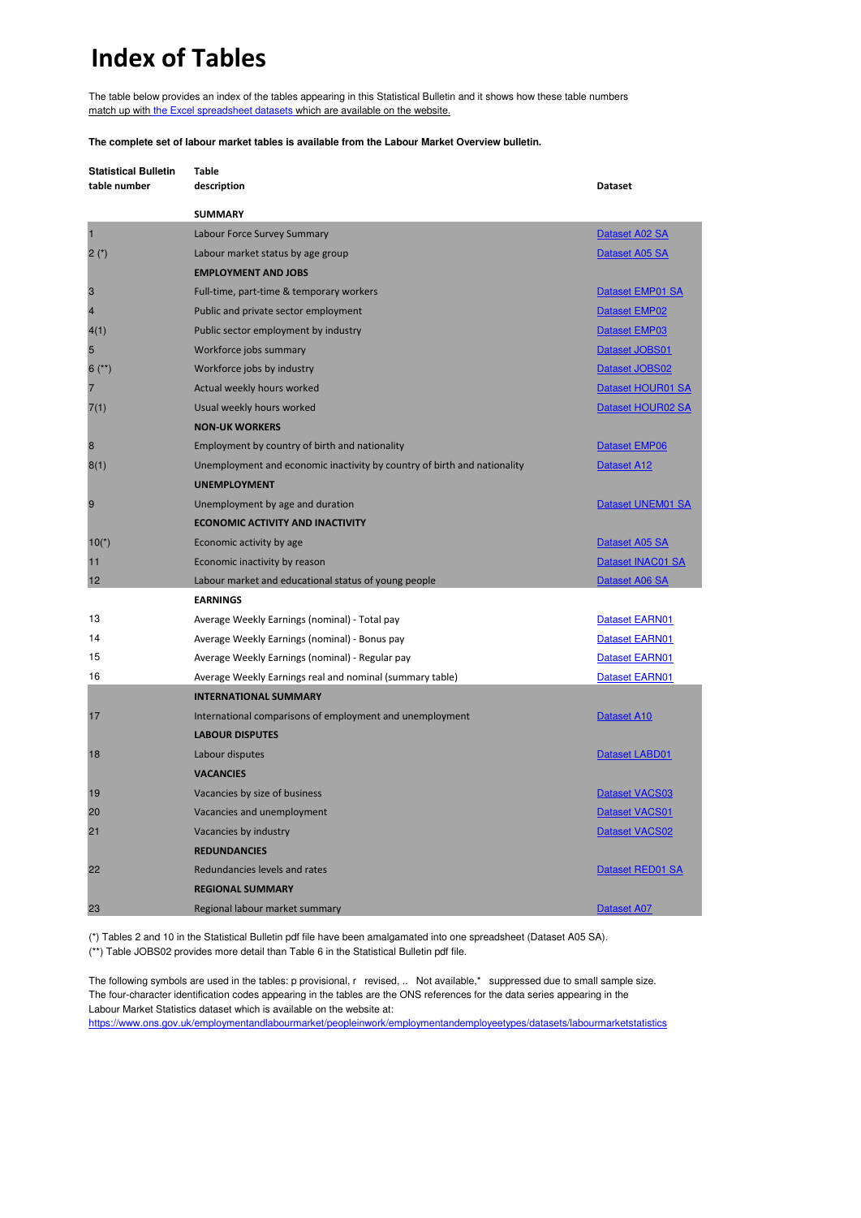# Index of Tables

The table below provides an index of the tables appearing in this Statistical Bulletin and it shows how these table numbers match up with the Excel spreadsheet datasets which are available on the website.

**The complete set of labour market tables is available from the Labour Market Overview bulletin.**

| Statistical Bulletin table number | Table description | Dataset |
|---|---|---|
| | **SUMMARY** | |
| 1 | Labour Force Survey Summary | Dataset A02 SA |
| 2 (*) | Labour market status by age group | Dataset A05 SA |
| | **EMPLOYMENT AND JOBS** | |
| 3 | Full-time, part-time & temporary workers | Dataset EMP01 SA |
| 4 | Public and private sector employment | Dataset EMP02 |
| 4(1) | Public sector employment by industry | Dataset EMP03 |
| 5 | Workforce jobs summary | Dataset JOBS01 |
| 6 (**) | Workforce jobs by industry | Dataset JOBS02 |
| 7 | Actual weekly hours worked | Dataset HOUR01 SA |
| 7(1) | Usual weekly hours worked | Dataset HOUR02 SA |
| | **NON-UK WORKERS** | |
| 8 | Employment by country of birth and nationality | Dataset EMP06 |
| 8(1) | Unemployment and economic inactivity by country of birth and nationality | Dataset A12 |
| | **UNEMPLOYMENT** | |
| 9 | Unemployment by age and duration | Dataset UNEM01 SA |
| | **ECONOMIC ACTIVITY AND INACTIVITY** | |
| 10(*) | Economic activity by age | Dataset A05 SA |
| 11 | Economic inactivity by reason | Dataset INAC01 SA |
| 12 | Labour market and educational status of young people | Dataset A06 SA |
| | **EARNINGS** | |
| 13 | Average Weekly Earnings (nominal) - Total pay | Dataset EARN01 |
| 14 | Average Weekly Earnings (nominal) - Bonus pay | Dataset EARN01 |
| 15 | Average Weekly Earnings (nominal) - Regular pay | Dataset EARN01 |
| 16 | Average Weekly Earnings real and nominal (summary table) | Dataset EARN01 |
| | **INTERNATIONAL SUMMARY** | |
| 17 | International comparisons of employment and unemployment | Dataset A10 |
| | **LABOUR DISPUTES** | |
| 18 | Labour disputes | Dataset LABD01 |
| | **VACANCIES** | |
| 19 | Vacancies by size of business | Dataset VACS03 |
| 20 | Vacancies and unemployment | Dataset VACS01 |
| 21 | Vacancies by industry | Dataset VACS02 |
| | **REDUNDANCIES** | |
| 22 | Redundancies levels and rates | Dataset RED01 SA |
| | **REGIONAL SUMMARY** | |
| 23 | Regional labour market summary | Dataset A07 |

(*) Tables 2 and 10 in the Statistical Bulletin pdf file have been amalgamated into one spreadsheet (Dataset A05 SA).
(**) Table JOBS02 provides more detail than Table 6 in the Statistical Bulletin pdf file.

The following symbols are used in the tables: p provisional, r revised, .. Not available,* suppressed due to small sample size.
The four-character identification codes appearing in the tables are the ONS references for the data series appearing in the Labour Market Statistics dataset which is available on the website at:
https://www.ons.gov.uk/employmentandlabourmarket/peopleinwork/employmentandemployeetypes/datasets/labourmarketstatistics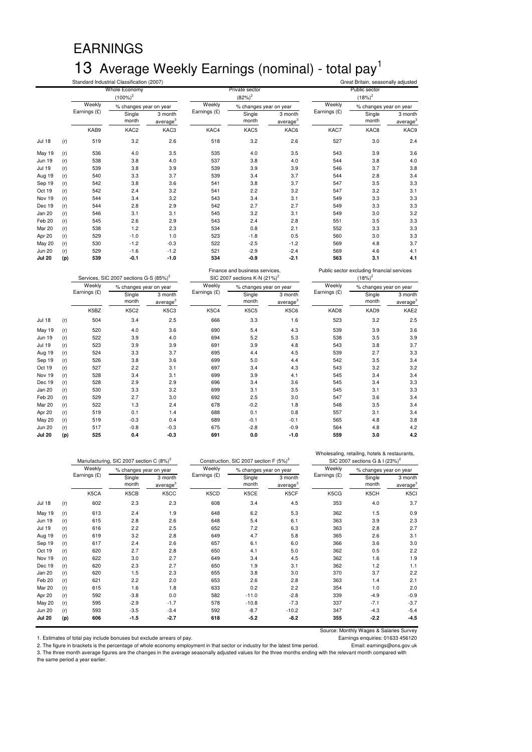# EARNINGS

## 13 Average Weekly Earnings (nominal) - total pay[1]

Standard Industrial Classification (2007)

Great Britain, seasonally adjusted

| | | Whole Economy (100%)[2] | | | Private sector (82%)[2] | | | Public sector (18%)[2] | | |
|---|---|---|---|---|---|---|---|---|---|---|
| | | Weekly Earnings (£) | % changes year on year | | Weekly Earnings (£) | % changes year on year | | Weekly Earnings (£) | % changes year on year | |
| | | | Single month | 3 month average[3] | | Single month | 3 month average[3] | | Single month | 3 month average[3] |
| | | KAB9 | KAC2 | KAC3 | KAC4 | KAC5 | KAC6 | KAC7 | KAC8 | KAC9 |
| Jul 18 | (r) | 519 | 3.2 | 2.6 | 518 | 3.2 | 2.6 | 527 | 3.0 | 2.4 |
| May 19 | (r) | 536 | 4.0 | 3.5 | 535 | 4.0 | 3.5 | 543 | 3.9 | 3.6 |
| Jun 19 | (r) | 538 | 3.8 | 4.0 | 537 | 3.8 | 4.0 | 544 | 3.8 | 4.0 |
| Jul 19 | (r) | 539 | 3.8 | 3.9 | 539 | 3.9 | 3.9 | 546 | 3.7 | 3.8 |
| Aug 19 | (r) | 540 | 3.3 | 3.7 | 539 | 3.4 | 3.7 | 544 | 2.8 | 3.4 |
| Sep 19 | (r) | 542 | 3.8 | 3.6 | 541 | 3.8 | 3.7 | 547 | 3.5 | 3.3 |
| Oct 19 | (r) | 542 | 2.4 | 3.2 | 541 | 2.2 | 3.2 | 547 | 3.2 | 3.1 |
| Nov 19 | (r) | 544 | 3.4 | 3.2 | 543 | 3.4 | 3.1 | 549 | 3.3 | 3.3 |
| Dec 19 | (r) | 544 | 2.8 | 2.9 | 542 | 2.7 | 2.7 | 549 | 3.3 | 3.3 |
| Jan 20 | (r) | 546 | 3.1 | 3.1 | 545 | 3.2 | 3.1 | 549 | 3.0 | 3.2 |
| Feb 20 | (r) | 545 | 2.6 | 2.9 | 543 | 2.4 | 2.8 | 551 | 3.5 | 3.3 |
| Mar 20 | (r) | 538 | 1.2 | 2.3 | 534 | 0.8 | 2.1 | 552 | 3.3 | 3.3 |
| Apr 20 | (r) | 529 | -1.0 | 1.0 | 523 | -1.8 | 0.5 | 560 | 3.0 | 3.3 |
| May 20 | (r) | 530 | -1.2 | -0.3 | 522 | -2.5 | -1.2 | 569 | 4.8 | 3.7 |
| Jun 20 | (r) | 529 | -1.6 | -1.2 | 521 | -2.9 | -2.4 | 569 | 4.6 | 4.1 |
| **Jul 20** | **(p)** | **539** | **-0.1** | **-1.0** | **534** | **-0.9** | **-2.1** | **563** | **3.1** | **4.1** |

| | | Services, SIC 2007 sections G-S (85%)[2] | | | Finance and business services, SIC 2007 sections K-N (21%)[2] | | | Public sector excluding financial services (18%)[2] | | |
|---|---|---|---|---|---|---|---|---|---|---|
| | | Weekly Earnings (£) | % changes year on year | | Weekly Earnings (£) | % changes year on year | | Weekly Earnings (£) | % changes year on year | |
| | | | Single month | 3 month average[3] | | Single month | 3 month average[3] | | Single month | 3 month average[3] |
| | | K5BZ | K5C2 | K5C3 | K5C4 | K5C5 | K5C6 | KAD8 | KAD9 | KAE2 |
| Jul 18 | (r) | 504 | 3.4 | 2.5 | 666 | 3.3 | 1.6 | 523 | 3.2 | 2.5 |
| May 19 | (r) | 520 | 4.0 | 3.6 | 690 | 5.4 | 4.3 | 539 | 3.9 | 3.6 |
| Jun 19 | (r) | 522 | 3.9 | 4.0 | 694 | 5.2 | 5.3 | 538 | 3.5 | 3.9 |
| Jul 19 | (r) | 523 | 3.9 | 3.9 | 691 | 3.9 | 4.8 | 543 | 3.8 | 3.7 |
| Aug 19 | (r) | 524 | 3.3 | 3.7 | 695 | 4.4 | 4.5 | 539 | 2.7 | 3.3 |
| Sep 19 | (r) | 526 | 3.8 | 3.6 | 699 | 5.0 | 4.4 | 542 | 3.5 | 3.4 |
| Oct 19 | (r) | 527 | 2.2 | 3.1 | 697 | 3.4 | 4.3 | 543 | 3.2 | 3.2 |
| Nov 19 | (r) | 528 | 3.4 | 3.1 | 699 | 3.9 | 4.1 | 545 | 3.4 | 3.4 |
| Dec 19 | (r) | 528 | 2.9 | 2.9 | 696 | 3.4 | 3.6 | 545 | 3.4 | 3.3 |
| Jan 20 | (r) | 530 | 3.3 | 3.2 | 699 | 3.1 | 3.5 | 545 | 3.1 | 3.3 |
| Feb 20 | (r) | 529 | 2.7 | 3.0 | 692 | 2.5 | 3.0 | 547 | 3.6 | 3.4 |
| Mar 20 | (r) | 522 | 1.3 | 2.4 | 678 | -0.2 | 1.8 | 548 | 3.5 | 3.4 |
| Apr 20 | (r) | 519 | 0.1 | 1.4 | 688 | 0.1 | 0.8 | 557 | 3.1 | 3.4 |
| May 20 | (r) | 519 | -0.3 | 0.4 | 689 | -0.1 | -0.1 | 565 | 4.8 | 3.8 |
| Jun 20 | (r) | 517 | -0.8 | -0.3 | 675 | -2.8 | -0.9 | 564 | 4.8 | 4.2 |
| **Jul 20** | **(p)** | **525** | **0.4** | **-0.3** | **691** | **0.0** | **-1.0** | **559** | **3.0** | **4.2** |

| | | Manufacturing, SIC 2007 section C (8%)[2] | | | Construction, SIC 2007 section F (5%)[2] | | | Wholesaling, retailing, hotels & restaurants, SIC 2007 sections G & I (23%)[2] | | |
|---|---|---|---|---|---|---|---|---|---|---|
| | | Weekly Earnings (£) | % changes year on year | | Weekly Earnings (£) | % changes year on year | | Weekly Earnings (£) | % changes year on year | |
| | | | Single month | 3 month average[3] | | Single month | 3 month average[3] | | Single month | 3 month average[3] |
| | | K5CA | K5CB | K5CC | K5CD | K5CE | K5CF | K5CG | K5CH | K5CI |
| Jul 18 | (r) | 602 | 2.3 | 2.3 | 608 | 3.4 | 4.5 | 353 | 4.0 | 3.7 |
| May 19 | (r) | 613 | 2.4 | 1.9 | 648 | 6.2 | 5.3 | 362 | 1.5 | 0.9 |
| Jun 19 | (r) | 615 | 2.8 | 2.6 | 648 | 5.4 | 6.1 | 363 | 3.9 | 2.3 |
| Jul 19 | (r) | 616 | 2.2 | 2.5 | 652 | 7.2 | 6.3 | 363 | 2.8 | 2.7 |
| Aug 19 | (r) | 619 | 3.2 | 2.8 | 649 | 4.7 | 5.8 | 365 | 2.6 | 3.1 |
| Sep 19 | (r) | 617 | 2.4 | 2.6 | 657 | 6.1 | 6.0 | 366 | 3.6 | 3.0 |
| Oct 19 | (r) | 620 | 2.7 | 2.8 | 650 | 4.1 | 5.0 | 362 | 0.5 | 2.2 |
| Nov 19 | (r) | 622 | 3.0 | 2.7 | 649 | 3.4 | 4.5 | 362 | 1.6 | 1.9 |
| Dec 19 | (r) | 620 | 2.3 | 2.7 | 650 | 1.9 | 3.1 | 362 | 1.2 | 1.1 |
| Jan 20 | (r) | 620 | 1.5 | 2.3 | 655 | 3.8 | 3.0 | 370 | 3.7 | 2.2 |
| Feb 20 | (r) | 621 | 2.2 | 2.0 | 653 | 2.6 | 2.8 | 363 | 1.4 | 2.1 |
| Mar 20 | (r) | 615 | 1.6 | 1.8 | 633 | 0.2 | 2.2 | 354 | 1.0 | 2.0 |
| Apr 20 | (r) | 592 | -3.8 | 0.0 | 582 | -11.0 | -2.8 | 339 | -4.9 | -0.9 |
| May 20 | (r) | 595 | -2.9 | -1.7 | 578 | -10.8 | -7.3 | 337 | -7.1 | -3.7 |
| Jun 20 | (r) | 593 | -3.5 | -3.4 | 592 | -8.7 | -10.2 | 347 | -4.3 | -5.4 |
| **Jul 20** | **(p)** | **606** | **-1.5** | **-2.7** | **618** | **-5.2** | **-8.2** | **355** | **-2.2** | **-4.5** |

Source: Monthly Wages & Salaries Survey

Earnings enquiries: 01633 456120

Email: earnings@ons.gov.uk

1. Estimates of total pay include bonuses but exclude arrears of pay.
2. The figure in brackets is the percentage of whole economy employment in that sector or industry for the latest time period.
3. The three month average figures are the changes in the average seasonally adjusted values for the three months ending with the relevant month compared with the same period a year earlier.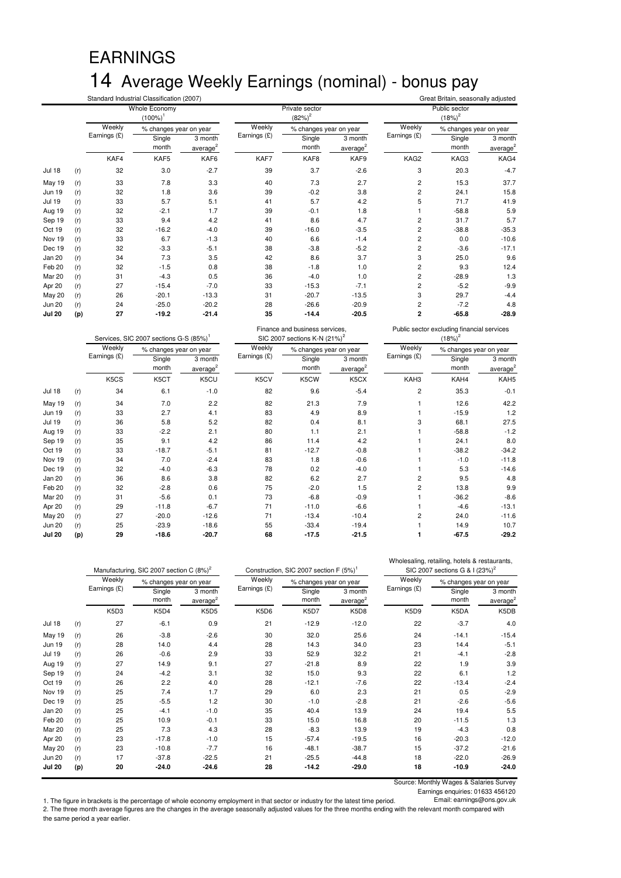# EARNINGS

# 14 Average Weekly Earnings (nominal) - bonus pay

Standard Industrial Classification (2007) — Great Britain, seasonally adjusted

| | | Whole Economy (100%)[1] | | | Private sector (82%)[2] | | | Public sector (18%)[2] | | |
|---|---|---|---|---|---|---|---|---|---|---|
| | | Weekly Earnings (£) | % changes year on year Single month | 3 month average[2] | Weekly Earnings (£) | % changes year on year Single month | 3 month average[2] | Weekly Earnings (£) | % changes year on year Single month | 3 month average[2] |
| | | KAF4 | KAF5 | KAF6 | KAF7 | KAF8 | KAF9 | KAG2 | KAG3 | KAG4 |
| Jul 18 | (r) | 32 | 3.0 | -2.7 | 39 | 3.7 | -2.6 | 3 | 20.3 | -4.7 |
| May 19 | (r) | 33 | 7.8 | 3.3 | 40 | 7.3 | 2.7 | 2 | 15.3 | 37.7 |
| Jun 19 | (r) | 32 | 1.8 | 3.6 | 39 | -0.2 | 3.8 | 2 | 24.1 | 15.8 |
| Jul 19 | (r) | 33 | 5.7 | 5.1 | 41 | 5.7 | 4.2 | 5 | 71.7 | 41.9 |
| Aug 19 | (r) | 32 | -2.1 | 1.7 | 39 | -0.1 | 1.8 | 1 | -58.8 | 5.9 |
| Sep 19 | (r) | 33 | 9.4 | 4.2 | 41 | 8.6 | 4.7 | 2 | 31.7 | 5.7 |
| Oct 19 | (r) | 32 | -16.2 | -4.0 | 39 | -16.0 | -3.5 | 2 | -38.8 | -35.3 |
| Nov 19 | (r) | 33 | 6.7 | -1.3 | 40 | 6.6 | -1.4 | 2 | 0.0 | -10.6 |
| Dec 19 | (r) | 32 | -3.3 | -5.1 | 38 | -3.8 | -5.2 | 2 | -3.6 | -17.1 |
| Jan 20 | (r) | 34 | 7.3 | 3.5 | 42 | 8.6 | 3.7 | 3 | 25.0 | 9.6 |
| Feb 20 | (r) | 32 | -1.5 | 0.8 | 38 | -1.8 | 1.0 | 2 | 9.3 | 12.4 |
| Mar 20 | (r) | 31 | -4.3 | 0.5 | 36 | -4.0 | 1.0 | 2 | -28.9 | 1.3 |
| Apr 20 | (r) | 27 | -15.4 | -7.0 | 33 | -15.3 | -7.1 | 2 | -5.2 | -9.9 |
| May 20 | (r) | 26 | -20.1 | -13.3 | 31 | -20.7 | -13.5 | 3 | 29.7 | -4.4 |
| Jun 20 | (r) | 24 | -25.0 | -20.2 | 28 | -26.6 | -20.9 | 2 | -7.2 | 4.8 |
| **Jul 20** | **(p)** | **27** | **-19.2** | **-21.4** | **35** | **-14.4** | **-20.5** | **2** | **-65.8** | **-28.9** |

| | | Services, SIC 2007 sections G-S (85%)[1] | | | Finance and business services, SIC 2007 sections K-N (21%)[2] | | | Public sector excluding financial services (18%)[2] | | |
|---|---|---|---|---|---|---|---|---|---|---|
| | | Weekly Earnings (£) | % changes year on year Single month | 3 month average[2] | Weekly Earnings (£) | % changes year on year Single month | 3 month average[2] | Weekly Earnings (£) | % changes year on year Single month | 3 month average[2] |
| | | K5CS | K5CT | K5CU | K5CV | K5CW | K5CX | KAH3 | KAH4 | KAH5 |
| Jul 18 | (r) | 34 | 6.1 | -1.0 | 82 | 9.6 | -5.4 | 2 | 35.3 | -0.1 |
| May 19 | (r) | 34 | 7.0 | 2.2 | 82 | 21.3 | 7.9 | 1 | 12.6 | 42.2 |
| Jun 19 | (r) | 33 | 2.7 | 4.1 | 83 | 4.9 | 8.9 | 1 | -15.9 | 1.2 |
| Jul 19 | (r) | 36 | 5.8 | 5.2 | 82 | 0.4 | 8.1 | 3 | 68.1 | 27.5 |
| Aug 19 | (r) | 33 | -2.2 | 2.1 | 80 | 1.1 | 2.1 | 1 | -58.8 | -1.2 |
| Sep 19 | (r) | 35 | 9.1 | 4.2 | 86 | 11.4 | 4.2 | 1 | 24.1 | 8.0 |
| Oct 19 | (r) | 33 | -18.7 | -5.1 | 81 | -12.7 | -0.8 | 1 | -38.2 | -34.2 |
| Nov 19 | (r) | 34 | 7.0 | -2.4 | 83 | 1.8 | -0.6 | 1 | -1.0 | -11.8 |
| Dec 19 | (r) | 32 | -4.0 | -6.3 | 78 | 0.2 | -4.0 | 1 | 5.3 | -14.6 |
| Jan 20 | (r) | 36 | 8.6 | 3.8 | 82 | 6.2 | 2.7 | 2 | 9.5 | 4.8 |
| Feb 20 | (r) | 32 | -2.8 | 0.6 | 75 | -2.0 | 1.5 | 2 | 13.8 | 9.9 |
| Mar 20 | (r) | 31 | -5.6 | 0.1 | 73 | -6.8 | -0.9 | 1 | -36.2 | -8.6 |
| Apr 20 | (r) | 29 | -11.8 | -6.7 | 71 | -11.0 | -6.6 | 1 | -4.6 | -13.1 |
| May 20 | (r) | 27 | -20.0 | -12.6 | 71 | -13.4 | -10.4 | 2 | 24.0 | -11.6 |
| Jun 20 | (r) | 25 | -23.9 | -18.6 | 55 | -33.4 | -19.4 | 1 | 14.9 | 10.7 |
| **Jul 20** | **(p)** | **29** | **-18.6** | **-20.7** | **68** | **-17.5** | **-21.5** | **1** | **-67.5** | **-29.2** |

| | | Manufacturing, SIC 2007 section C (8%)[2] | | | Construction, SIC 2007 section F (5%)[1] | | | Wholesaling, retailing, hotels & restaurants, SIC 2007 sections G & I (23%)[2] | | |
|---|---|---|---|---|---|---|---|---|---|---|
| | | Weekly Earnings (£) | % changes year on year Single month | 3 month average[2] | Weekly Earnings (£) | % changes year on year Single month | 3 month average[2] | Weekly Earnings (£) | % changes year on year Single month | 3 month average[2] |
| | | K5D3 | K5D4 | K5D5 | K5D6 | K5D7 | K5D8 | K5D9 | K5DA | K5DB |
| Jul 18 | (r) | 27 | -6.1 | 0.9 | 21 | -12.9 | -12.0 | 22 | -3.7 | 4.0 |
| May 19 | (r) | 26 | -3.8 | -2.6 | 30 | 32.0 | 25.6 | 24 | -14.1 | -15.4 |
| Jun 19 | (r) | 28 | 14.0 | 4.4 | 28 | 14.3 | 34.0 | 23 | 14.4 | -5.1 |
| Jul 19 | (r) | 26 | -0.6 | 2.9 | 33 | 52.9 | 32.2 | 21 | -4.1 | -2.8 |
| Aug 19 | (r) | 27 | 14.9 | 9.1 | 27 | -21.8 | 8.9 | 22 | 1.9 | 3.9 |
| Sep 19 | (r) | 24 | -4.2 | 3.1 | 32 | 15.0 | 9.3 | 22 | 6.1 | 1.2 |
| Oct 19 | (r) | 26 | 2.2 | 4.0 | 28 | -12.1 | -7.6 | 22 | -13.4 | -2.4 |
| Nov 19 | (r) | 25 | 7.4 | 1.7 | 29 | 6.0 | 2.3 | 21 | 0.5 | -2.9 |
| Dec 19 | (r) | 25 | -5.5 | 1.2 | 30 | -1.0 | -2.8 | 21 | -2.6 | -5.6 |
| Jan 20 | (r) | 25 | -4.1 | -1.0 | 35 | 40.4 | 13.9 | 24 | 19.4 | 5.5 |
| Feb 20 | (r) | 25 | 10.9 | -0.1 | 33 | 15.0 | 16.8 | 20 | -11.5 | 1.3 |
| Mar 20 | (r) | 25 | 7.3 | 4.3 | 28 | -8.3 | 13.9 | 19 | -4.3 | 0.8 |
| Apr 20 | (r) | 23 | -17.8 | -1.0 | 15 | -57.4 | -19.5 | 16 | -20.3 | -12.0 |
| May 20 | (r) | 23 | -10.8 | -7.7 | 16 | -48.1 | -38.7 | 15 | -37.2 | -21.6 |
| Jun 20 | (r) | 17 | -37.8 | -22.5 | 21 | -25.5 | -44.8 | 18 | -22.0 | -26.9 |
| **Jul 20** | **(p)** | **20** | **-24.0** | **-24.6** | **28** | **-14.2** | **-29.0** | **18** | **-10.9** | **-24.0** |

Source: Monthly Wages & Salaries Survey
Earnings enquiries: 01633 456120
Email: earnings@ons.gov.uk

1. The figure in brackets is the percentage of whole economy employment in that sector or industry for the latest time period.
2. The three month average figures are the changes in the average seasonally adjusted values for the three months ending with the relevant month compared with the same period a year earlier.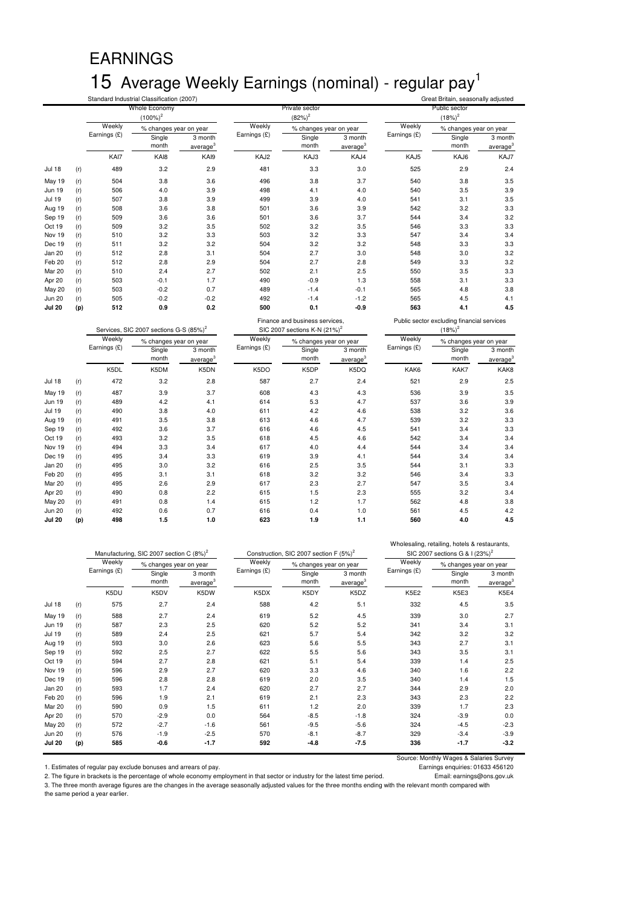# EARNINGS

## 15 Average Weekly Earnings (nominal) - regular pay[1]

Standard Industrial Classification (2007)

Great Britain, seasonally adjusted

| | | Whole Economy (100%)[2] | | | Private sector (82%)[2] | | | Public sector (18%)[2] | | |
|---|---|---|---|---|---|---|---|---|---|---|
| | | Weekly Earnings (£) | % changes year on year | | Weekly Earnings (£) | % changes year on year | | Weekly Earnings (£) | % changes year on year | |
| | | | Single month | 3 month average[3] | | Single month | 3 month average[3] | | Single month | 3 month average[3] |
| | | KAI7 | KAI8 | KAI9 | KAJ2 | KAJ3 | KAJ4 | KAJ5 | KAJ6 | KAJ7 |
| Jul 18 | (r) | 489 | 3.2 | 2.9 | 481 | 3.3 | 3.0 | 525 | 2.9 | 2.4 |
| May 19 | (r) | 504 | 3.8 | 3.6 | 496 | 3.8 | 3.7 | 540 | 3.8 | 3.5 |
| Jun 19 | (r) | 506 | 4.0 | 3.9 | 498 | 4.1 | 4.0 | 540 | 3.5 | 3.9 |
| Jul 19 | (r) | 507 | 3.8 | 3.9 | 499 | 3.9 | 4.0 | 541 | 3.1 | 3.5 |
| Aug 19 | (r) | 508 | 3.6 | 3.8 | 501 | 3.6 | 3.9 | 542 | 3.2 | 3.3 |
| Sep 19 | (r) | 509 | 3.6 | 3.6 | 501 | 3.6 | 3.7 | 544 | 3.4 | 3.2 |
| Oct 19 | (r) | 509 | 3.2 | 3.5 | 502 | 3.2 | 3.5 | 546 | 3.3 | 3.3 |
| Nov 19 | (r) | 510 | 3.2 | 3.3 | 503 | 3.2 | 3.3 | 547 | 3.4 | 3.4 |
| Dec 19 | (r) | 511 | 3.2 | 3.2 | 504 | 3.2 | 3.2 | 548 | 3.3 | 3.3 |
| Jan 20 | (r) | 512 | 2.8 | 3.1 | 504 | 2.7 | 3.0 | 548 | 3.0 | 3.2 |
| Feb 20 | (r) | 512 | 2.8 | 2.9 | 504 | 2.7 | 2.8 | 549 | 3.3 | 3.2 |
| Mar 20 | (r) | 510 | 2.4 | 2.7 | 502 | 2.1 | 2.5 | 550 | 3.5 | 3.3 |
| Apr 20 | (r) | 503 | -0.1 | 1.7 | 490 | -0.9 | 1.3 | 558 | 3.1 | 3.3 |
| May 20 | (r) | 503 | -0.2 | 0.7 | 489 | -1.4 | -0.1 | 565 | 4.8 | 3.8 |
| Jun 20 | (r) | 505 | -0.2 | -0.2 | 492 | -1.4 | -1.2 | 565 | 4.5 | 4.1 |
| **Jul 20** | **(p)** | **512** | **0.9** | **0.2** | **500** | **0.1** | **-0.9** | **563** | **4.1** | **4.5** |

| | | Services, SIC 2007 sections G-S (85%)[2] | | | Finance and business services, SIC 2007 sections K-N (21%)[2] | | | Public sector excluding financial services (18%)[2] | | |
|---|---|---|---|---|---|---|---|---|---|---|
| | | Weekly Earnings (£) | % changes year on year | | Weekly Earnings (£) | % changes year on year | | Weekly Earnings (£) | % changes year on year | |
| | | | Single month | 3 month average[3] | | Single month | 3 month average[3] | | Single month | 3 month average[3] |
| | | K5DL | K5DM | K5DN | K5DO | K5DP | K5DQ | KAK6 | KAK7 | KAK8 |
| Jul 18 | (r) | 472 | 3.2 | 2.8 | 587 | 2.7 | 2.4 | 521 | 2.9 | 2.5 |
| May 19 | (r) | 487 | 3.9 | 3.7 | 608 | 4.3 | 4.3 | 536 | 3.9 | 3.5 |
| Jun 19 | (r) | 489 | 4.2 | 4.1 | 614 | 5.3 | 4.7 | 537 | 3.6 | 3.9 |
| Jul 19 | (r) | 490 | 3.8 | 4.0 | 611 | 4.2 | 4.6 | 538 | 3.2 | 3.6 |
| Aug 19 | (r) | 491 | 3.5 | 3.8 | 613 | 4.6 | 4.7 | 539 | 3.2 | 3.3 |
| Sep 19 | (r) | 492 | 3.6 | 3.7 | 616 | 4.6 | 4.5 | 541 | 3.4 | 3.3 |
| Oct 19 | (r) | 493 | 3.2 | 3.5 | 618 | 4.5 | 4.6 | 542 | 3.4 | 3.4 |
| Nov 19 | (r) | 494 | 3.3 | 3.4 | 617 | 4.0 | 4.4 | 544 | 3.4 | 3.4 |
| Dec 19 | (r) | 495 | 3.4 | 3.3 | 619 | 3.9 | 4.1 | 544 | 3.4 | 3.4 |
| Jan 20 | (r) | 495 | 3.0 | 3.2 | 616 | 2.5 | 3.5 | 544 | 3.1 | 3.3 |
| Feb 20 | (r) | 495 | 3.1 | 3.1 | 618 | 3.2 | 3.2 | 546 | 3.4 | 3.3 |
| Mar 20 | (r) | 495 | 2.6 | 2.9 | 617 | 2.3 | 2.7 | 547 | 3.5 | 3.4 |
| Apr 20 | (r) | 490 | 0.8 | 2.2 | 615 | 1.5 | 2.3 | 555 | 3.2 | 3.4 |
| May 20 | (r) | 491 | 0.8 | 1.4 | 615 | 1.2 | 1.7 | 562 | 4.8 | 3.8 |
| Jun 20 | (r) | 492 | 0.6 | 0.7 | 616 | 0.4 | 1.0 | 561 | 4.5 | 4.2 |
| **Jul 20** | **(p)** | **498** | **1.5** | **1.0** | **623** | **1.9** | **1.1** | **560** | **4.0** | **4.5** |

| | | Manufacturing, SIC 2007 section C (8%)[2] | | | Construction, SIC 2007 section F (5%)[2] | | | Wholesaling, retailing, hotels & restaurants, SIC 2007 sections G & I (23%)[2] | | |
|---|---|---|---|---|---|---|---|---|---|---|
| | | Weekly Earnings (£) | % changes year on year | | Weekly Earnings (£) | % changes year on year | | Weekly Earnings (£) | % changes year on year | |
| | | | Single month | 3 month average[3] | | Single month | 3 month average[3] | | Single month | 3 month average[3] |
| | | K5DU | K5DV | K5DW | K5DX | K5DY | K5DZ | K5E2 | K5E3 | K5E4 |
| Jul 18 | (r) | 575 | 2.7 | 2.4 | 588 | 4.2 | 5.1 | 332 | 4.5 | 3.5 |
| May 19 | (r) | 588 | 2.7 | 2.4 | 619 | 5.2 | 4.5 | 339 | 3.0 | 2.7 |
| Jun 19 | (r) | 587 | 2.3 | 2.5 | 620 | 5.2 | 5.2 | 341 | 3.4 | 3.1 |
| Jul 19 | (r) | 589 | 2.4 | 2.5 | 621 | 5.7 | 5.4 | 342 | 3.2 | 3.2 |
| Aug 19 | (r) | 593 | 3.0 | 2.6 | 623 | 5.6 | 5.5 | 343 | 2.7 | 3.1 |
| Sep 19 | (r) | 592 | 2.5 | 2.7 | 622 | 5.5 | 5.6 | 343 | 3.5 | 3.1 |
| Oct 19 | (r) | 594 | 2.7 | 2.8 | 621 | 5.1 | 5.4 | 339 | 1.4 | 2.5 |
| Nov 19 | (r) | 596 | 2.9 | 2.7 | 620 | 3.3 | 4.6 | 340 | 1.6 | 2.2 |
| Dec 19 | (r) | 596 | 2.8 | 2.8 | 619 | 2.0 | 3.5 | 340 | 1.4 | 1.5 |
| Jan 20 | (r) | 593 | 1.7 | 2.4 | 620 | 2.7 | 2.7 | 344 | 2.9 | 2.0 |
| Feb 20 | (r) | 596 | 1.9 | 2.1 | 619 | 2.1 | 2.3 | 343 | 2.3 | 2.2 |
| Mar 20 | (r) | 590 | 0.9 | 1.5 | 611 | 1.2 | 2.0 | 339 | 1.7 | 2.3 |
| Apr 20 | (r) | 570 | -2.9 | 0.0 | 564 | -8.5 | -1.8 | 324 | -3.9 | 0.0 |
| May 20 | (r) | 572 | -2.7 | -1.6 | 561 | -9.5 | -5.6 | 324 | -4.5 | -2.3 |
| Jun 20 | (r) | 576 | -1.9 | -2.5 | 570 | -8.1 | -8.7 | 329 | -3.4 | -3.9 |
| **Jul 20** | **(p)** | **585** | **-0.6** | **-1.7** | **592** | **-4.8** | **-7.5** | **336** | **-1.7** | **-3.2** |

Source: Monthly Wages & Salaries Survey

Earnings enquiries: 01633 456120

Email: earnings@ons.gov.uk

1. Estimates of regular pay exclude bonuses and arrears of pay.
2. The figure in brackets is the percentage of whole economy employment in that sector or industry for the latest time period.
3. The three month average figures are the changes in the average seasonally adjusted values for the three months ending with the relevant month compared with the same period a year earlier.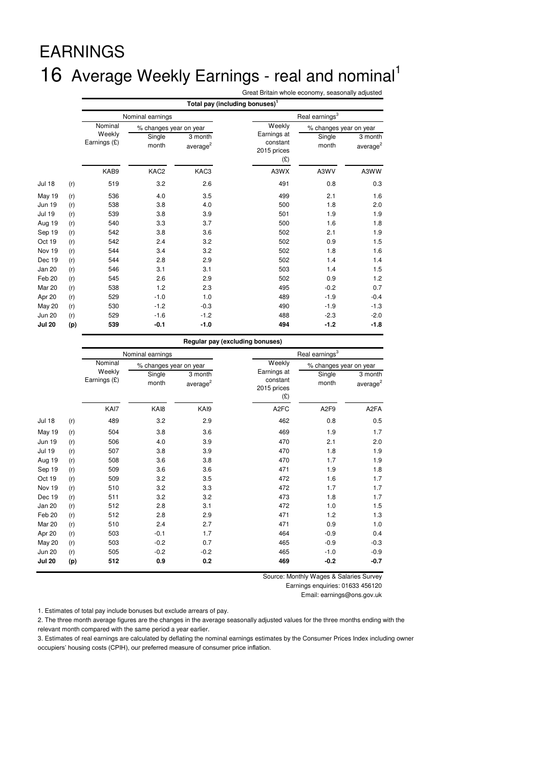# EARNINGS

# 16 Average Weekly Earnings - real and nominal[1]

Great Britain whole economy, seasonally adjusted

| | | Total pay (including bonuses)[1] | | | | | |
|---|---|---|---|---|---|---|---|
| | | Nominal earnings | | | Real earnings[3] | | |
| | | Nominal Weekly Earnings (£) | % changes year on year Single month | 3 month average[2] | Weekly Earnings at constant 2015 prices (£) | % changes year on year Single month | 3 month average[2] |
| | | KAB9 | KAC2 | KAC3 | A3WX | A3WV | A3WW |
| Jul 18 | (r) | 519 | 3.2 | 2.6 | 491 | 0.8 | 0.3 |
| May 19 | (r) | 536 | 4.0 | 3.5 | 499 | 2.1 | 1.6 |
| Jun 19 | (r) | 538 | 3.8 | 4.0 | 500 | 1.8 | 2.0 |
| Jul 19 | (r) | 539 | 3.8 | 3.9 | 501 | 1.9 | 1.9 |
| Aug 19 | (r) | 540 | 3.3 | 3.7 | 500 | 1.6 | 1.8 |
| Sep 19 | (r) | 542 | 3.8 | 3.6 | 502 | 2.1 | 1.9 |
| Oct 19 | (r) | 542 | 2.4 | 3.2 | 502 | 0.9 | 1.5 |
| Nov 19 | (r) | 544 | 3.4 | 3.2 | 502 | 1.8 | 1.6 |
| Dec 19 | (r) | 544 | 2.8 | 2.9 | 502 | 1.4 | 1.4 |
| Jan 20 | (r) | 546 | 3.1 | 3.1 | 503 | 1.4 | 1.5 |
| Feb 20 | (r) | 545 | 2.6 | 2.9 | 502 | 0.9 | 1.2 |
| Mar 20 | (r) | 538 | 1.2 | 2.3 | 495 | -0.2 | 0.7 |
| Apr 20 | (r) | 529 | -1.0 | 1.0 | 489 | -1.9 | -0.4 |
| May 20 | (r) | 530 | -1.2 | -0.3 | 490 | -1.9 | -1.3 |
| Jun 20 | (r) | 529 | -1.6 | -1.2 | 488 | -2.3 | -2.0 |
| **Jul 20** | **(p)** | **539** | **-0.1** | **-1.0** | **494** | **-1.2** | **-1.8** |

| | | Regular pay (excluding bonuses) | | | | | |
|---|---|---|---|---|---|---|---|
| | | Nominal earnings | | | Real earnings[3] | | |
| | | Nominal Weekly Earnings (£) | % changes year on year Single month | 3 month average[2] | Weekly Earnings at constant 2015 prices (£) | % changes year on year Single month | 3 month average[2] |
| | | KAI7 | KAI8 | KAI9 | A2FC | A2F9 | A2FA |
| Jul 18 | (r) | 489 | 3.2 | 2.9 | 462 | 0.8 | 0.5 |
| May 19 | (r) | 504 | 3.8 | 3.6 | 469 | 1.9 | 1.7 |
| Jun 19 | (r) | 506 | 4.0 | 3.9 | 470 | 2.1 | 2.0 |
| Jul 19 | (r) | 507 | 3.8 | 3.9 | 470 | 1.8 | 1.9 |
| Aug 19 | (r) | 508 | 3.6 | 3.8 | 470 | 1.7 | 1.9 |
| Sep 19 | (r) | 509 | 3.6 | 3.6 | 471 | 1.9 | 1.8 |
| Oct 19 | (r) | 509 | 3.2 | 3.5 | 472 | 1.6 | 1.7 |
| Nov 19 | (r) | 510 | 3.2 | 3.3 | 472 | 1.7 | 1.7 |
| Dec 19 | (r) | 511 | 3.2 | 3.2 | 473 | 1.8 | 1.7 |
| Jan 20 | (r) | 512 | 2.8 | 3.1 | 472 | 1.0 | 1.5 |
| Feb 20 | (r) | 512 | 2.8 | 2.9 | 471 | 1.2 | 1.3 |
| Mar 20 | (r) | 510 | 2.4 | 2.7 | 471 | 0.9 | 1.0 |
| Apr 20 | (r) | 503 | -0.1 | 1.7 | 464 | -0.9 | 0.4 |
| May 20 | (r) | 503 | -0.2 | 0.7 | 465 | -0.9 | -0.3 |
| Jun 20 | (r) | 505 | -0.2 | -0.2 | 465 | -1.0 | -0.9 |
| **Jul 20** | **(p)** | **512** | **0.9** | **0.2** | **469** | **-0.2** | **-0.7** |

Source: Monthly Wages & Salaries Survey

Earnings enquiries: 01633 456120

Email: earnings@ons.gov.uk

1. Estimates of total pay include bonuses but exclude arrears of pay.

2. The three month average figures are the changes in the average seasonally adjusted values for the three months ending with the relevant month compared with the same period a year earlier.

3. Estimates of real earnings are calculated by deflating the nominal earnings estimates by the Consumer Prices Index including owner occupiers' housing costs (CPIH), our preferred measure of consumer price inflation.